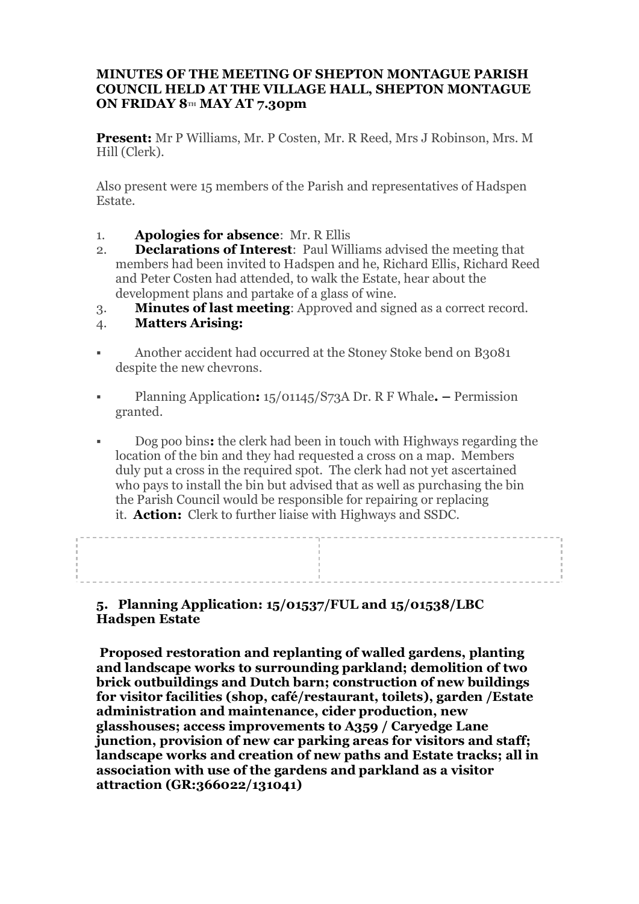**MINUTES OF THE MEETING OF SHEPTON MONTAGUE PARISH COUNCIL HELD AT THE VILLAGE HALL, SHEPTON MONTAGUE ON FRIDAY 8TH MAY AT 7.30pm**

**Present:** Mr P Williams, Mr. P Costen, Mr. R Reed, Mrs J Robinson, Mrs. M Hill (Clerk).

Also present were 15 members of the Parish and representatives of Hadspen Estate.

1. **Apologies for absence**: Mr. R Ellis
2. **Declarations of Interest**: Paul Williams advised the meeting that members had been invited to Hadspen and he, Richard Ellis, Richard Reed and Peter Costen had attended, to walk the Estate, hear about the development plans and partake of a glass of wine.
3. **Minutes of last meeting**: Approved and signed as a correct record.
4. **Matters Arising:**

- Another accident had occurred at the Stoney Stoke bend on B3081 despite the new chevrons.
- Planning Application**:** 15/01145/S73A Dr. R F Whale**.** – Permission granted.
- Dog poo bins**:** the clerk had been in touch with Highways regarding the location of the bin and they had requested a cross on a map. Members duly put a cross in the required spot. The clerk had not yet ascertained who pays to install the bin but advised that as well as purchasing the bin the Parish Council would be responsible for repairing or replacing it. **Action:** Clerk to further liaise with Highways and SSDC.

**5. Planning Application: 15/01537/FUL and 15/01538/LBC Hadspen Estate**

**Proposed restoration and replanting of walled gardens, planting and landscape works to surrounding parkland; demolition of two brick outbuildings and Dutch barn; construction of new buildings for visitor facilities (shop, café/restaurant, toilets), garden /Estate administration and maintenance, cider production, new glasshouses; access improvements to A359 / Caryedge Lane junction, provision of new car parking areas for visitors and staff; landscape works and creation of new paths and Estate tracks; all in association with use of the gardens and parkland as a visitor attraction (GR:366022/131041)**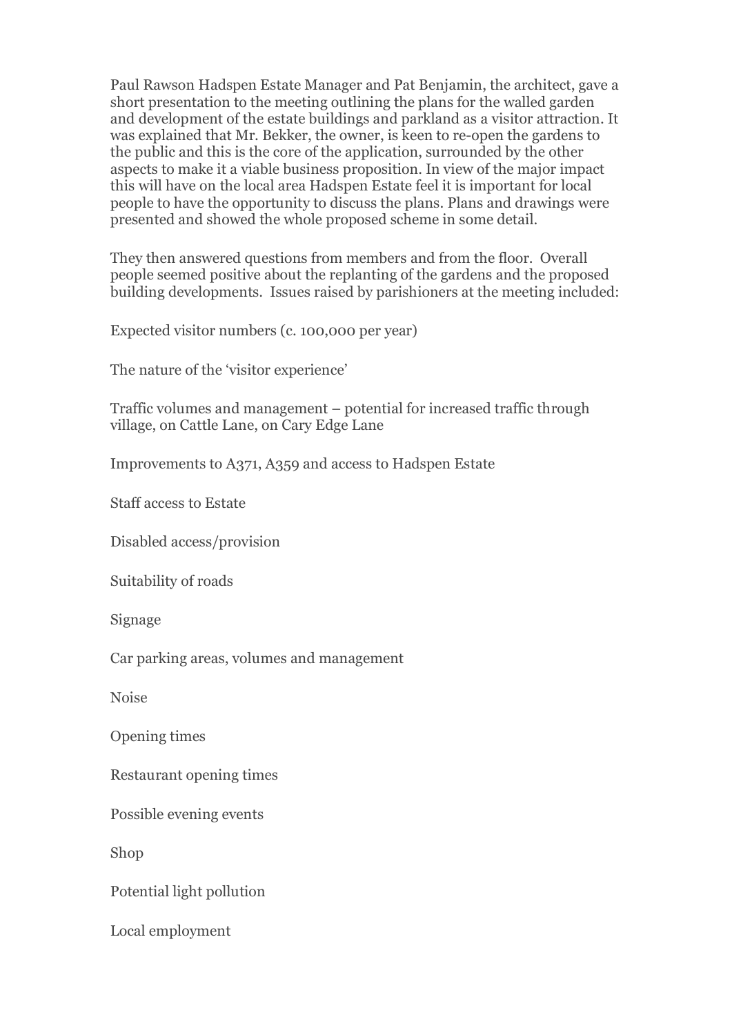Paul Rawson Hadspen Estate Manager and Pat Benjamin, the architect, gave a short presentation to the meeting outlining the plans for the walled garden and development of the estate buildings and parkland as a visitor attraction. It was explained that Mr. Bekker, the owner, is keen to re-open the gardens to the public and this is the core of the application, surrounded by the other aspects to make it a viable business proposition. In view of the major impact this will have on the local area Hadspen Estate feel it is important for local people to have the opportunity to discuss the plans. Plans and drawings were presented and showed the whole proposed scheme in some detail.

They then answered questions from members and from the floor. Overall people seemed positive about the replanting of the gardens and the proposed building developments. Issues raised by parishioners at the meeting included:

Expected visitor numbers (c. 100,000 per year)

The nature of the 'visitor experience'

Traffic volumes and management – potential for increased traffic through village, on Cattle Lane, on Cary Edge Lane

Improvements to A371, A359 and access to Hadspen Estate

Staff access to Estate

Disabled access/provision

Suitability of roads

Signage

Car parking areas, volumes and management

Noise

Opening times

Restaurant opening times

Possible evening events

Shop

Potential light pollution

Local employment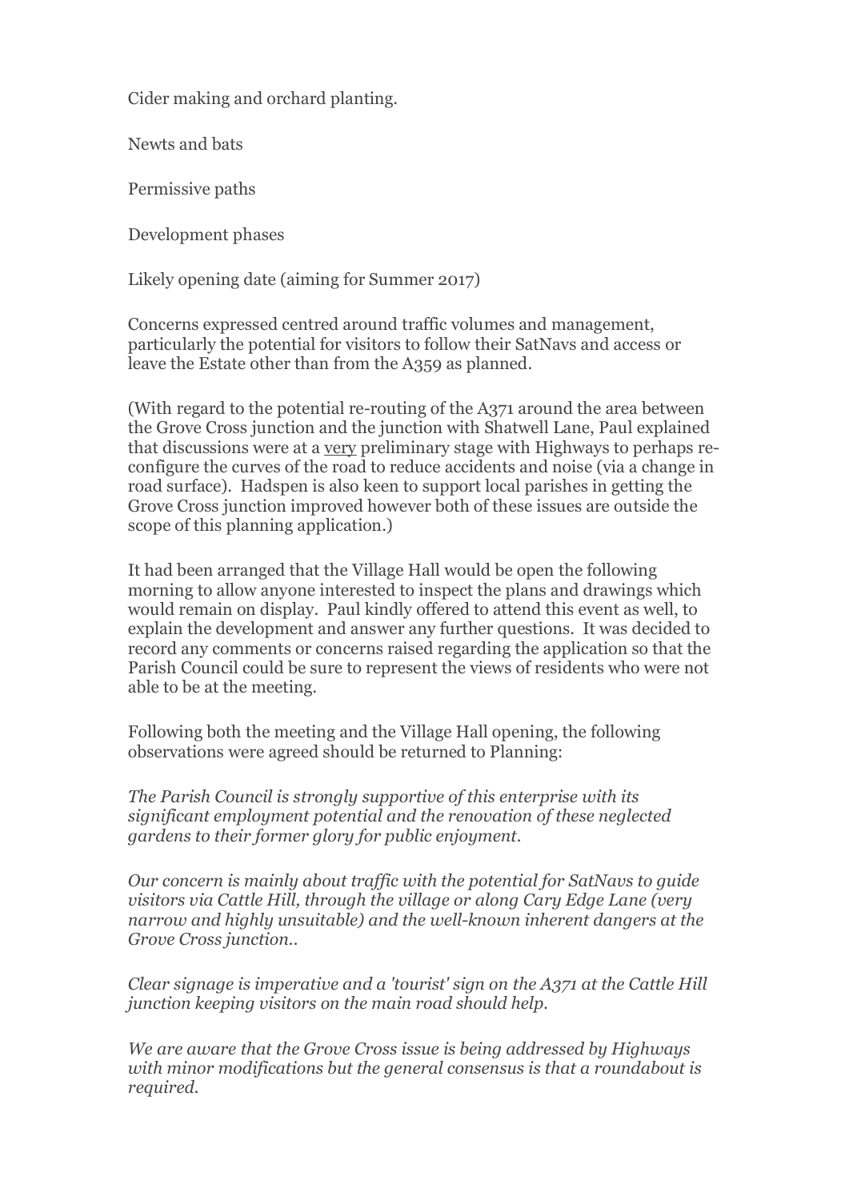Cider making and orchard planting.

Newts and bats

Permissive paths

Development phases

Likely opening date (aiming for Summer 2017)

Concerns expressed centred around traffic volumes and management, particularly the potential for visitors to follow their SatNavs and access or leave the Estate other than from the A359 as planned.

(With regard to the potential re-routing of the A371 around the area between the Grove Cross junction and the junction with Shatwell Lane, Paul explained that discussions were at a <u>very</u> preliminary stage with Highways to perhaps re-configure the curves of the road to reduce accidents and noise (via a change in road surface). Hadspen is also keen to support local parishes in getting the Grove Cross junction improved however both of these issues are outside the scope of this planning application.)

It had been arranged that the Village Hall would be open the following morning to allow anyone interested to inspect the plans and drawings which would remain on display. Paul kindly offered to attend this event as well, to explain the development and answer any further questions. It was decided to record any comments or concerns raised regarding the application so that the Parish Council could be sure to represent the views of residents who were not able to be at the meeting.

Following both the meeting and the Village Hall opening, the following observations were agreed should be returned to Planning:

*The Parish Council is strongly supportive of this enterprise with its significant employment potential and the renovation of these neglected gardens to their former glory for public enjoyment.*

*Our concern is mainly about traffic with the potential for SatNavs to guide visitors via Cattle Hill, through the village or along Cary Edge Lane (very narrow and highly unsuitable) and the well-known inherent dangers at the Grove Cross junction..*

*Clear signage is imperative and a 'tourist' sign on the A371 at the Cattle Hill junction keeping visitors on the main road should help.*

*We are aware that the Grove Cross issue is being addressed by Highways with minor modifications but the general consensus is that a roundabout is required.*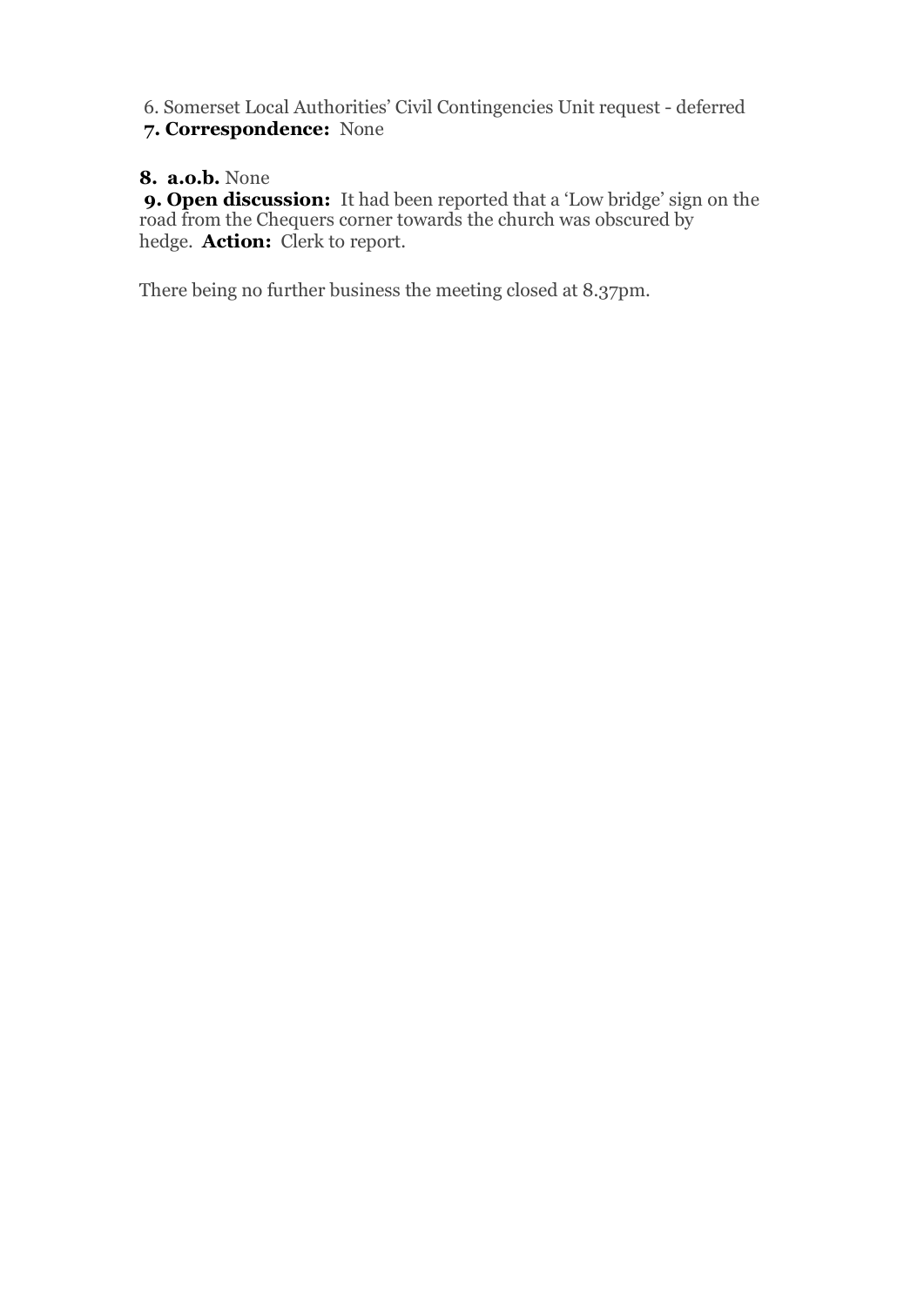6. Somerset Local Authorities' Civil Contingencies Unit request - deferred

**7. Correspondence:** None

**8. a.o.b.** None

**9. Open discussion:** It had been reported that a 'Low bridge' sign on the road from the Chequers corner towards the church was obscured by hedge. **Action:** Clerk to report.

There being no further business the meeting closed at 8.37pm.